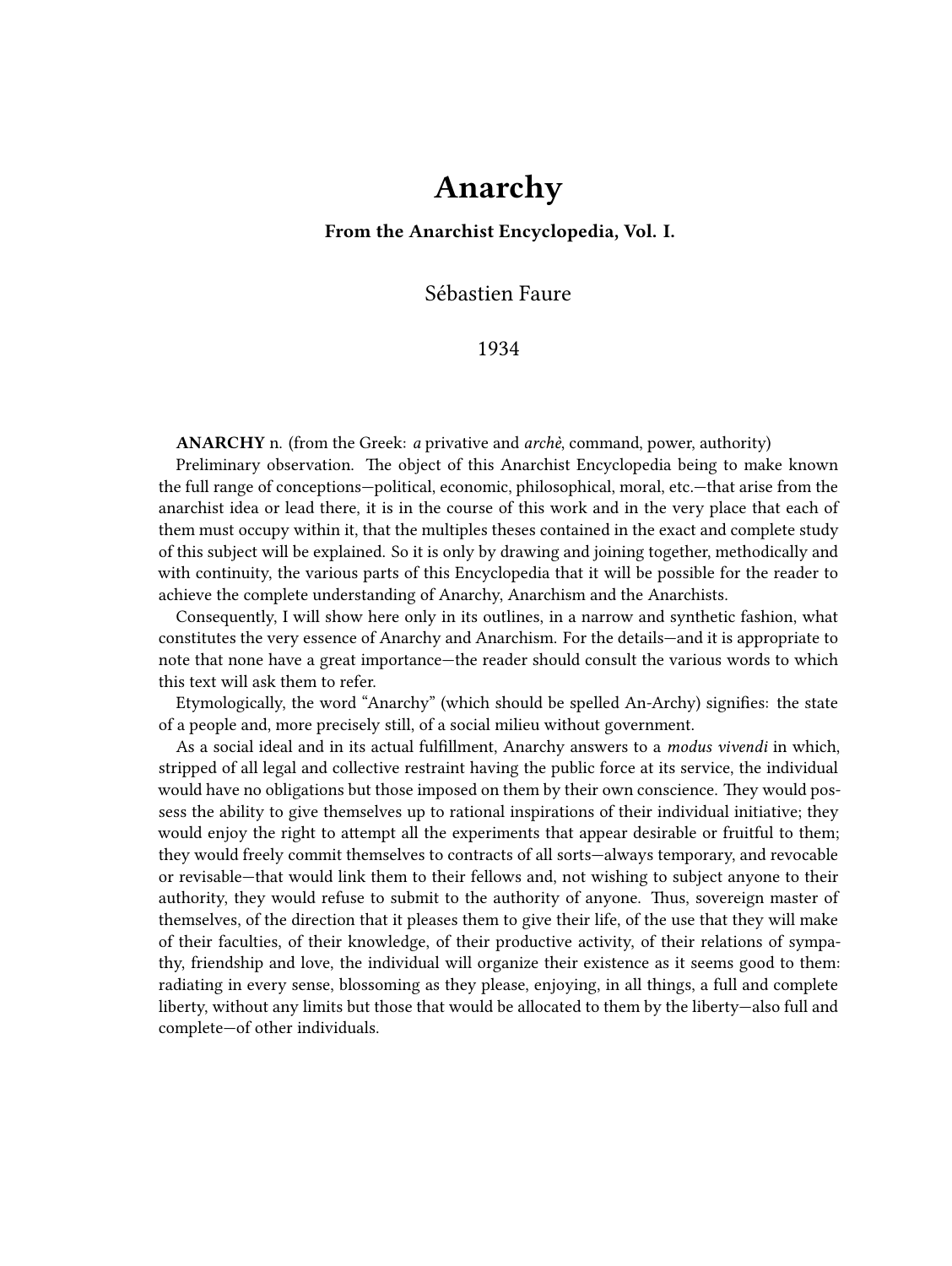# Anarchy

**From the Anarchist Encyclopedia, Vol. I.**

Sébastien Faure

1934

**ANARCHY** n. (from the Greek: *a* privative and *archè*, command, power, authority)

Preliminary observation. The object of this Anarchist Encyclopedia being to make known the full range of conceptions—political, economic, philosophical, moral, etc.—that arise from the anarchist idea or lead there, it is in the course of this work and in the very place that each of them must occupy within it, that the multiples theses contained in the exact and complete study of this subject will be explained. So it is only by drawing and joining together, methodically and with continuity, the various parts of this Encyclopedia that it will be possible for the reader to achieve the complete understanding of Anarchy, Anarchism and the Anarchists.

Consequently, I will show here only in its outlines, in a narrow and synthetic fashion, what constitutes the very essence of Anarchy and Anarchism. For the details—and it is appropriate to note that none have a great importance—the reader should consult the various words to which this text will ask them to refer.

Etymologically, the word "Anarchy" (which should be spelled An-Archy) signifies: the state of a people and, more precisely still, of a social milieu without government.

As a social ideal and in its actual fulfillment, Anarchy answers to a *modus vivendi* in which, stripped of all legal and collective restraint having the public force at its service, the individual would have no obligations but those imposed on them by their own conscience. They would possess the ability to give themselves up to rational inspirations of their individual initiative; they would enjoy the right to attempt all the experiments that appear desirable or fruitful to them; they would freely commit themselves to contracts of all sorts—always temporary, and revocable or revisable—that would link them to their fellows and, not wishing to subject anyone to their authority, they would refuse to submit to the authority of anyone. Thus, sovereign master of themselves, of the direction that it pleases them to give their life, of the use that they will make of their faculties, of their knowledge, of their productive activity, of their relations of sympathy, friendship and love, the individual will organize their existence as it seems good to them: radiating in every sense, blossoming as they please, enjoying, in all things, a full and complete liberty, without any limits but those that would be allocated to them by the liberty—also full and complete—of other individuals.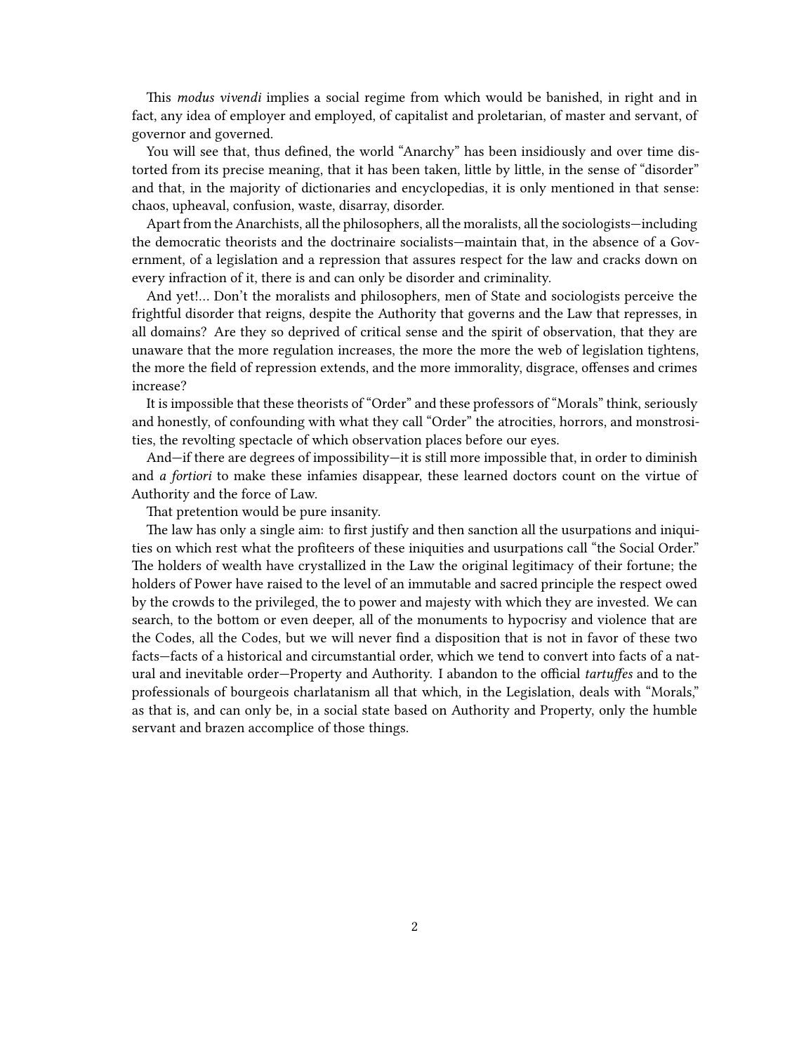This *modus vivendi* implies a social regime from which would be banished, in right and in fact, any idea of employer and employed, of capitalist and proletarian, of master and servant, of governor and governed.

You will see that, thus defined, the world "Anarchy" has been insidiously and over time distorted from its precise meaning, that it has been taken, little by little, in the sense of "disorder" and that, in the majority of dictionaries and encyclopedias, it is only mentioned in that sense: chaos, upheaval, confusion, waste, disarray, disorder.

Apart from the Anarchists, all the philosophers, all the moralists, all the sociologists—including the democratic theorists and the doctrinaire socialists—maintain that, in the absence of a Government, of a legislation and a repression that assures respect for the law and cracks down on every infraction of it, there is and can only be disorder and criminality.

And yet!… Don't the moralists and philosophers, men of State and sociologists perceive the frightful disorder that reigns, despite the Authority that governs and the Law that represses, in all domains? Are they so deprived of critical sense and the spirit of observation, that they are unaware that the more regulation increases, the more the more the web of legislation tightens, the more the field of repression extends, and the more immorality, disgrace, offenses and crimes increase?

It is impossible that these theorists of "Order" and these professors of "Morals" think, seriously and honestly, of confounding with what they call "Order" the atrocities, horrors, and monstrosities, the revolting spectacle of which observation places before our eyes.

And—if there are degrees of impossibility—it is still more impossible that, in order to diminish and *a fortiori* to make these infamies disappear, these learned doctors count on the virtue of Authority and the force of Law.

That pretention would be pure insanity.

The law has only a single aim: to first justify and then sanction all the usurpations and iniquities on which rest what the profiteers of these iniquities and usurpations call "the Social Order." The holders of wealth have crystallized in the Law the original legitimacy of their fortune; the holders of Power have raised to the level of an immutable and sacred principle the respect owed by the crowds to the privileged, the to power and majesty with which they are invested. We can search, to the bottom or even deeper, all of the monuments to hypocrisy and violence that are the Codes, all the Codes, but we will never find a disposition that is not in favor of these two facts—facts of a historical and circumstantial order, which we tend to convert into facts of a natural and inevitable order—Property and Authority. I abandon to the official *tartuffes* and to the professionals of bourgeois charlatanism all that which, in the Legislation, deals with "Morals," as that is, and can only be, in a social state based on Authority and Property, only the humble servant and brazen accomplice of those things.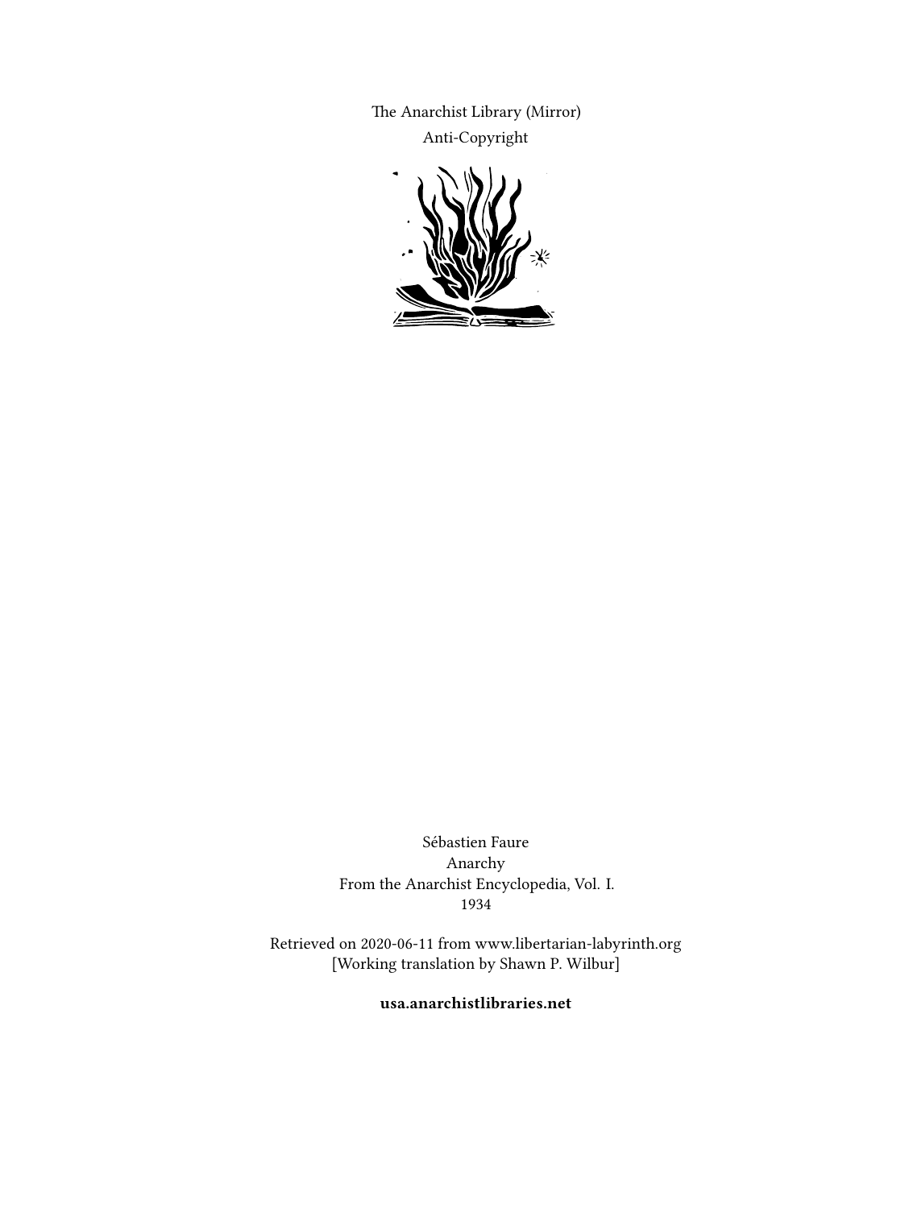The Anarchist Library (Mirror)
Anti-Copyright

Sébastien Faure
Anarchy
From the Anarchist Encyclopedia, Vol. I.
1934

Retrieved on 2020-06-11 from www.libertarian-labyrinth.org
[Working translation by Shawn P. Wilbur]

**usa.anarchistlibraries.net**